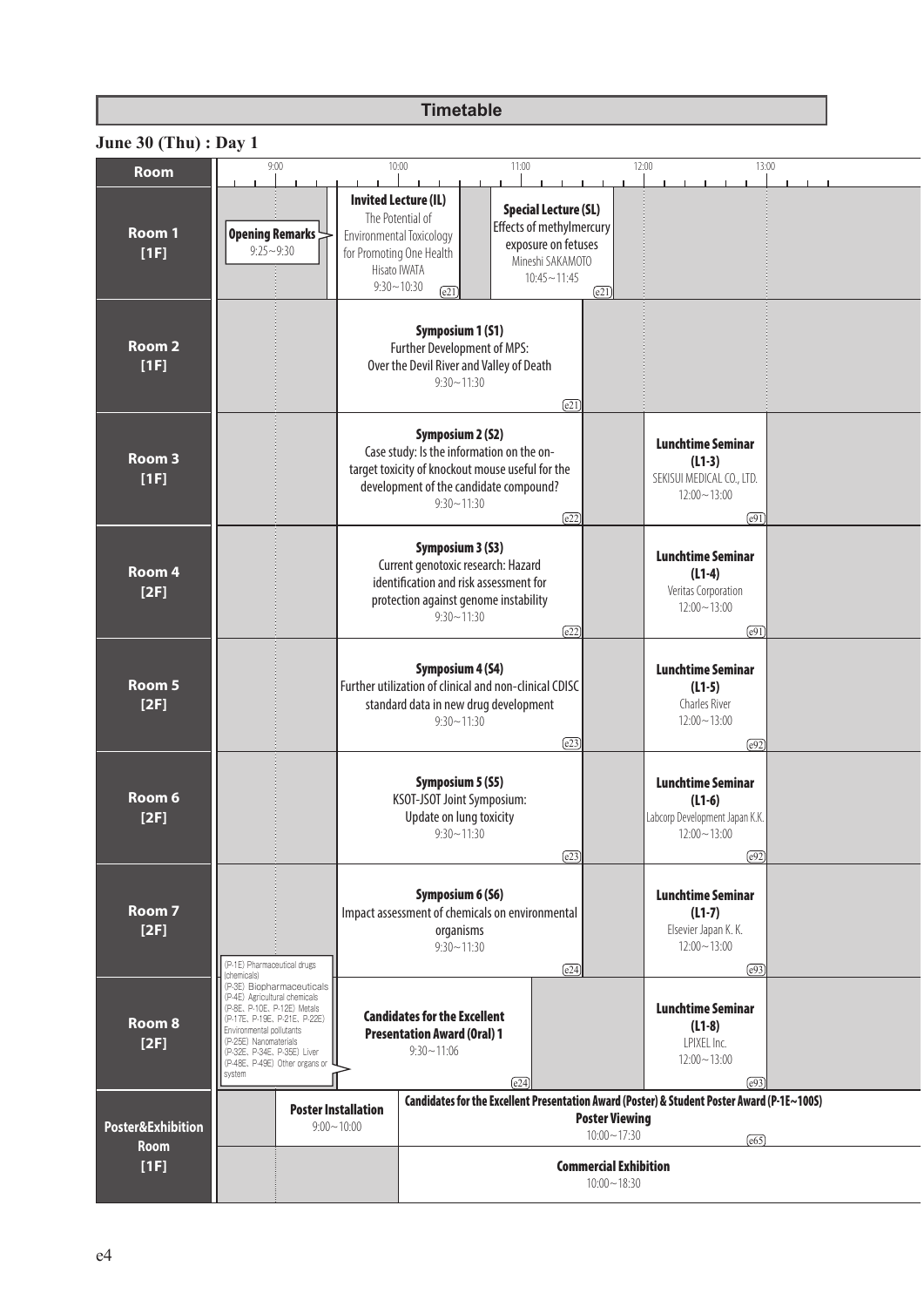# Timetable

## June 30 (Thu) : Day 1

| Room | 9:00–10:00 | 10:00–11:00 | 11:00–12:00 | 12:00–13:00 |
|---|---|---|---|---|
| Room 1 [1F] | **Opening Remarks** 9:25～9:30 / **Invited Lecture (IL)** The Potential of Environmental Toxicology for Promoting One Health, Hisato IWATA, 9:30～10:30 (e21) | **Special Lecture (SL)** Effects of methylmercury exposure on fetuses, Mineshi SAKAMOTO, 10:45～11:45 (e21) | | |
| Room 2 [1F] | **Symposium 1 (S1)** Further Development of MPS: Over the Devil River and Valley of Death, 9:30～11:30 (e21) | | | |
| Room 3 [1F] | **Symposium 2 (S2)** Case study: Is the information on the on-target toxicity of knockout mouse useful for the development of the candidate compound? 9:30～11:30 (e22) | | | **Lunchtime Seminar (L1-3)** SEKISUI MEDICAL CO., LTD. 12:00～13:00 (e91) |
| Room 4 [2F] | **Symposium 3 (S3)** Current genotoxic research: Hazard identification and risk assessment for protection against genome instability, 9:30～11:30 (e22) | | | **Lunchtime Seminar (L1-4)** Veritas Corporation 12:00～13:00 (e91) |
| Room 5 [2F] | **Symposium 4 (S4)** Further utilization of clinical and non-clinical CDISC standard data in new drug development, 9:30～11:30 (e23) | | | **Lunchtime Seminar (L1-5)** Charles River 12:00～13:00 (e92) |
| Room 6 [2F] | **Symposium 5 (S5)** KSOT-JSOT Joint Symposium: Update on lung toxicity, 9:30～11:30 (e23) | | | **Lunchtime Seminar (L1-6)** Labcorp Development Japan K.K. 12:00～13:00 (e92) |
| Room 7 [2F] | **Symposium 6 (S6)** Impact assessment of chemicals on environmental organisms, 9:30～11:30 (e24) | | | **Lunchtime Seminar (L1-7)** Elsevier Japan K. K. 12:00～13:00 (e93) |
| Room 8 [2F] | **Candidates for the Excellent Presentation Award (Oral) 1** 9:30～11:06 (e24) | | | **Lunchtime Seminar (L1-8)** LPIXEL Inc. 12:00～13:00 (e93) |
| Poster&Exhibition Room [1F] | **Poster Installation** 9:00～10:00 | **Candidates for the Excellent Presentation Award (Poster) & Student Poster Award (P-1E～100S)** **Poster Viewing** 10:00～17:30 (e65) | | |
| | | **Commercial Exhibition** 10:00～18:30 | | |

Room 8 session contents: (P-1E) Pharmaceutical drugs (chemicals), (P-3E) Biopharmaceuticals, (P-4E) Agricultural chemicals, (P-8E, P-10E, P-12E) Metals, (P-17E, P-19E, P-21E, P-22E) Environmental pollutants, (P-25E) Nanomaterials, (P-32E, P-34E, P-35E) Liver, (P-48E, P-49E) Other organs or system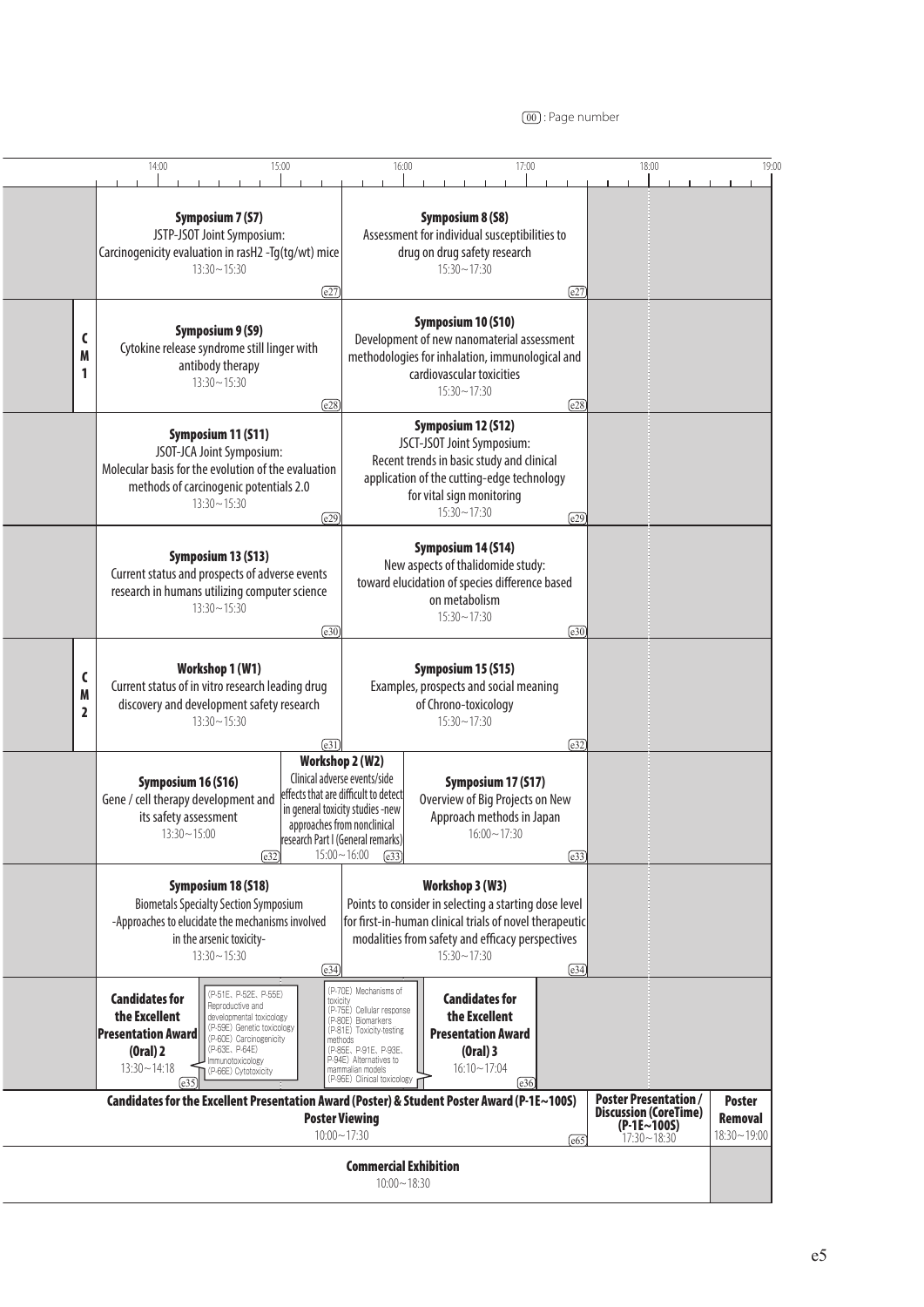00 : Page number

| Room | 13:30–15:30 | 15:30–17:30 | 17:30–19:00 |
|---|---|---|---|
| | **Symposium 7 (S7)** JSTP-JSOT Joint Symposium: Carcinogenicity evaluation in rasH2 -Tg(tg/wt) mice 13:30～15:30 (e27) | **Symposium 8 (S8)** Assessment for individual susceptibilities to drug on drug safety research 15:30～17:30 (e27) | |
| CM1 | **Symposium 9 (S9)** Cytokine release syndrome still linger with antibody therapy 13:30～15:30 (e28) | **Symposium 10 (S10)** Development of new nanomaterial assessment methodologies for inhalation, immunological and cardiovascular toxicities 15:30～17:30 (e28) | |
| | **Symposium 11 (S11)** JSOT-JCA Joint Symposium: Molecular basis for the evolution of the evaluation methods of carcinogenic potentials 2.0 13:30～15:30 (e29) | **Symposium 12 (S12)** JSCT-JSOT Joint Symposium: Recent trends in basic study and clinical application of the cutting-edge technology for vital sign monitoring 15:30～17:30 (e29) | |
| | **Symposium 13 (S13)** Current status and prospects of adverse events research in humans utilizing computer science 13:30～15:30 (e30) | **Symposium 14 (S14)** New aspects of thalidomide study: toward elucidation of species difference based on metabolism 15:30～17:30 (e30) | |
| CM2 | **Workshop 1 (W1)** Current status of in vitro research leading drug discovery and development safety research 13:30～15:30 (e31) | **Symposium 15 (S15)** Examples, prospects and social meaning of Chrono-toxicology 15:30～17:30 (e32) | |
| | **Symposium 16 (S16)** Gene / cell therapy development and its safety assessment 13:30～15:00 (e32); **Workshop 2 (W2)** Clinical adverse events/side effects that are difficult to detect in general toxicity studies -new approaches from nonclinical research Part I (General remarks) 15:00～16:00 (e33) | **Symposium 17 (S17)** Overview of Big Projects on New Approach methods in Japan 16:00～17:30 (e33) | |
| | **Symposium 18 (S18)** Biometals Specialty Section Symposium -Approaches to elucidate the mechanisms involved in the arsenic toxicity- 13:30～15:30 (e34) | **Workshop 3 (W3)** Points to consider in selecting a starting dose level for first-in-human clinical trials of novel therapeutic modalities from safety and efficacy perspectives 15:30～17:30 (e34) | |
| | **Candidates for the Excellent Presentation Award (Oral) 2** 13:30～14:18 (e35) (P-51E, P-52E, P-55E) Reproductive and developmental toxicology (P-59E) Genetic toxicology (P-60E) Carcinogenicity (P-63E, P-64E) Immunotoxicology (P-66E) Cytotoxicity | (P-70E) Mechanisms of toxicity (P-75E) Cellular response (P-80E) Biomarkers (P-81E) Toxicity-testing methods (P-85E, P-91E, P-93E, P-94E) Alternatives to mammalian models (P-95E) Clinical toxicology; **Candidates for the Excellent Presentation Award (Oral) 3** 16:10～17:04 (e36) | |
| | **Candidates for the Excellent Presentation Award (Poster) & Student Poster Award (P-1E～100S)** Poster Viewing 10:00～17:30 (e65) | | **Poster Presentation / Discussion (CoreTime) (P-1E～100S)** 17:30～18:30; **Poster Removal** 18:30～19:00 |
| | **Commercial Exhibition** 10:00～18:30 | | |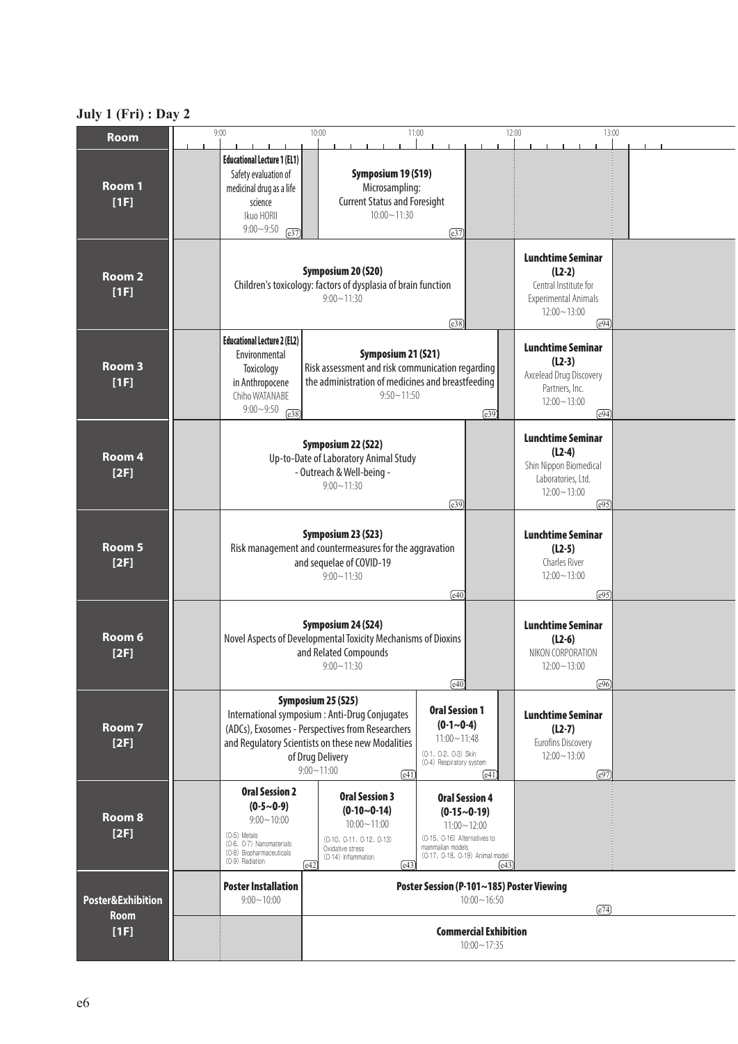## July 1 (Fri) : Day 2

| Room | 9:00–10:00 | 10:00–11:00 | 11:00–12:00 | 12:00–13:00 |
|---|---|---|---|---|
| Room 1 [1F] | **Educational Lecture 1 (EL1)** Safety evaluation of medicinal drug as a life science Ikuo HORII 9:00～9:50 (e37) | **Symposium 19 (S19)** Microsampling: Current Status and Foresight 10:00～11:30 (e37) | | |
| Room 2 [1F] | **Symposium 20 (S20)** Children's toxicology: factors of dysplasia of brain function 9:00～11:30 (e38) | | | **Lunchtime Seminar (L2-2)** Central Institute for Experimental Animals 12:00～13:00 (e94) |
| Room 3 [1F] | **Educational Lecture 2 (EL2)** Environmental Toxicology in Anthropocene Chiho WATANABE 9:00～9:50 (e38) | **Symposium 21 (S21)** Risk assessment and risk communication regarding the administration of medicines and breastfeeding 9:50～11:50 (e39) | | **Lunchtime Seminar (L2-3)** Axcelead Drug Discovery Partners, Inc. 12:00～13:00 (e94) |
| Room 4 [2F] | **Symposium 22 (S22)** Up-to-Date of Laboratory Animal Study - Outreach & Well-being - 9:00～11:30 (e39) | | | **Lunchtime Seminar (L2-4)** Shin Nippon Biomedical Laboratories, Ltd. 12:00～13:00 (e95) |
| Room 5 [2F] | **Symposium 23 (S23)** Risk management and countermeasures for the aggravation and sequelae of COVID-19 9:00～11:30 (e40) | | | **Lunchtime Seminar (L2-5)** Charles River 12:00～13:00 (e95) |
| Room 6 [2F] | **Symposium 24 (S24)** Novel Aspects of Developmental Toxicity Mechanisms of Dioxins and Related Compounds 9:00～11:30 (e40) | | | **Lunchtime Seminar (L2-6)** NIKON CORPORATION 12:00～13:00 (e96) |
| Room 7 [2F] | **Symposium 25 (S25)** International symposium : Anti-Drug Conjugates (ADCs), Exosomes - Perspectives from Researchers and Regulatory Scientists on these new Modalities of Drug Delivery 9:00～11:00 (e41) | | **Oral Session 1 (O-1～O-4)** 11:00～11:48 (O-1, O-2, O-3) Skin (O-4) Respiratory system (e41) | **Lunchtime Seminar (L2-7)** Eurofins Discovery 12:00～13:00 (e97) |
| Room 8 [2F] | **Oral Session 2 (O-5～O-9)** 9:00～10:00 (O-5) Metals (O-6, O-7) Nanomaterials (O-8) Biopharmaceuticals (O-9) Radiation (e42) | **Oral Session 3 (O-10～O-14)** 10:00～11:00 (O-10, O-11, O-12, O-13) Oxidative stress (O-14) Inflammation (e43) | **Oral Session 4 (O-15～O-19)** 11:00～12:00 (O-15, O-16) Alternatives to mammalian models (O-17, O-18, O-19) Animal model (e43) | |
| Poster&Exhibition Room [1F] | **Poster Installation** 9:00～10:00 | **Poster Session (P-101～185) Poster Viewing** 10:00～16:50 (e74) | | |
| | | **Commercial Exhibition** 10:00～17:35 | | |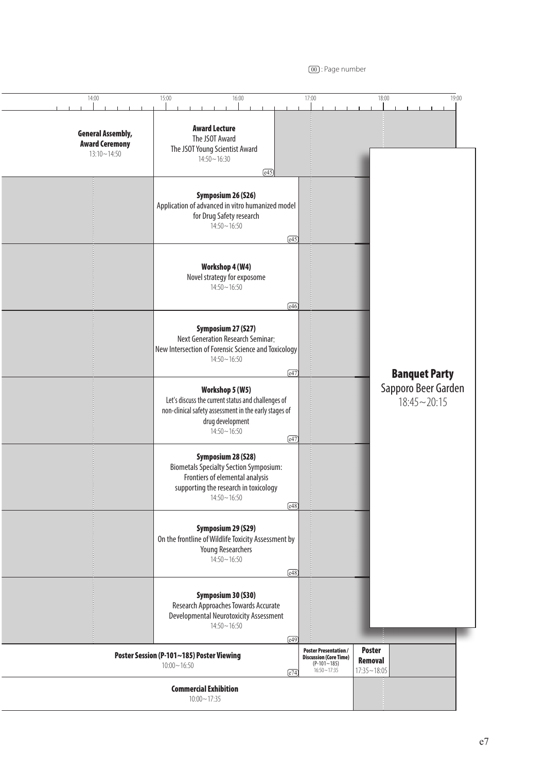(00) : Page number

| 14:00 | 15:00 – 16:00 | 17:00 | 18:00 – 19:00 |
|---|---|---|---|
| **General Assembly, Award Ceremony** 13:10～14:50 | **Award Lecture** The JSOT Award The JSOT Young Scientist Award 14:50～16:30 (e45) | | **Banquet Party** Sapporo Beer Garden 18:45～20:15 |
| | **Symposium 26 (S26)** Application of advanced in vitro humanized model for Drug Safety research 14:50～16:50 (e45) | | |
| | **Workshop 4 (W4)** Novel strategy for exposome 14:50～16:50 (e46) | | |
| | **Symposium 27 (S27)** Next Generation Research Seminar: New Intersection of Forensic Science and Toxicology 14:50～16:50 (e47) | | |
| | **Workshop 5 (W5)** Let's discuss the current status and challenges of non-clinical safety assessment in the early stages of drug development 14:50～16:50 (e47) | | |
| | **Symposium 28 (S28)** Biometals Specialty Section Symposium: Frontiers of elemental analysis supporting the research in toxicology 14:50～16:50 (e48) | | |
| | **Symposium 29 (S29)** On the frontline of Wildlife Toxicity Assessment by Young Researchers 14:50～16:50 (e48) | | |
| | **Symposium 30 (S30)** Research Approaches Towards Accurate Developmental Neurotoxicity Assessment 14:50～16:50 (e49) | | |
| **Poster Session (P-101～185) Poster Viewing** 10:00～16:50 (e74) | | **Poster Presentation / Discussion (Core Time)** (P-101～185) 16:50～17:35 | **Poster Removal** 17:35～18:05 |
| **Commercial Exhibition** 10:00～17:35 | | | |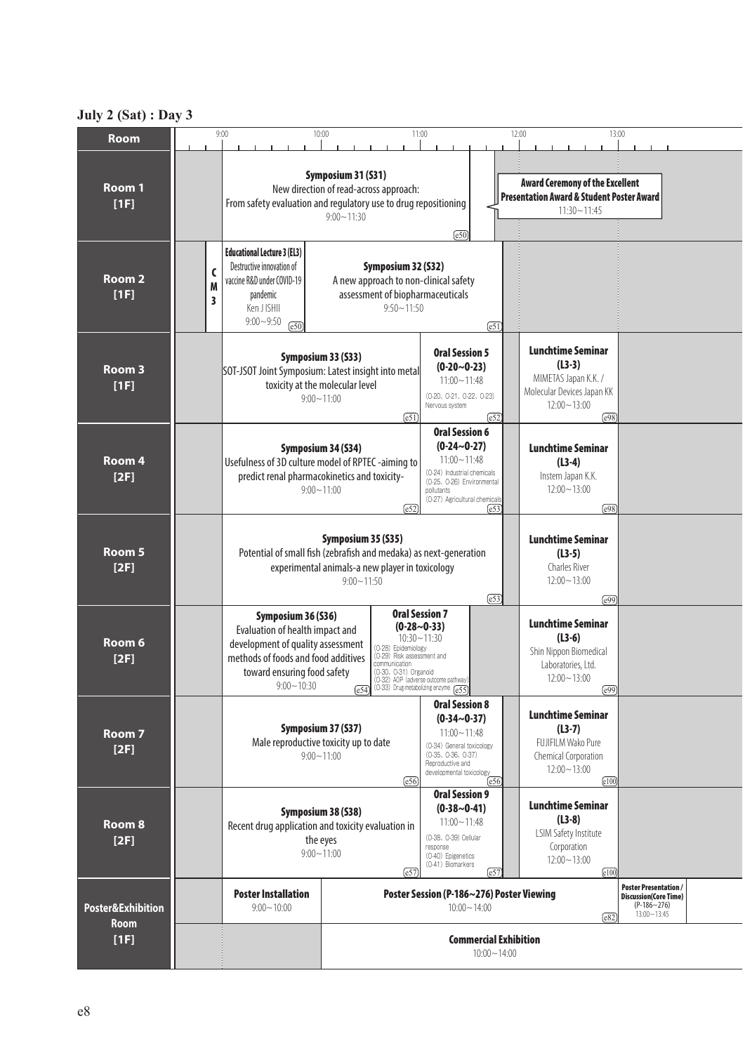## July 2 (Sat) : Day 3

| Room | 9:00–11:00 | 11:00–12:00 | 12:00–13:00 | 13:00– |
|---|---|---|---|---|
| Room 1 [1F] | **Symposium 31 (S31)** New direction of read-across approach: From safety evaluation and regulatory use to drug repositioning 9:00～11:30 (e50) | | **Award Ceremony of the Excellent Presentation Award & Student Poster Award** 11:30～11:45 | |
| Room 2 [1F] | CM 3 / **Educational Lecture 3 (EL3)** Destructive innovation of vaccine R&D under COVID-19 pandemic Ken J ISHII 9:00～9:50 (e50) / **Symposium 32 (S32)** A new approach to non-clinical safety assessment of biopharmaceuticals 9:50～11:50 (e51) | | | |
| Room 3 [1F] | **Symposium 33 (S33)** SOT-JSOT Joint Symposium: Latest insight into metal toxicity at the molecular level 9:00～11:00 (e51) | **Oral Session 5 (O-20～O-23)** 11:00～11:48 (O-20, O-21, O-22, O-23) Nervous system (e52) | **Lunchtime Seminar (L3-3)** MIMETAS Japan K.K. / Molecular Devices Japan KK 12:00～13:00 (e98) | |
| Room 4 [2F] | **Symposium 34 (S34)** Usefulness of 3D culture model of RPTEC -aiming to predict renal pharmacokinetics and toxicity- 9:00～11:00 (e52) | **Oral Session 6 (O-24～O-27)** 11:00～11:48 (O-24) Industrial chemicals (O-25, O-26) Environmental pollutants (O-27) Agricultural chemicals (e53) | **Lunchtime Seminar (L3-4)** Instem Japan K.K. 12:00～13:00 (e98) | |
| Room 5 [2F] | **Symposium 35 (S35)** Potential of small fish (zebrafish and medaka) as next-generation experimental animals-a new player in toxicology 9:00～11:50 (e53) | | **Lunchtime Seminar (L3-5)** Charles River 12:00～13:00 (e99) | |
| Room 6 [2F] | **Symposium 36 (S36)** Evaluation of health impact and development of quality assessment methods of foods and food additives toward ensuring food safety 9:00～10:30 (e54) / **Oral Session 7 (O-28～O-33)** 10:30～11:30 (O-28) Epidemiology (O-29) Risk assessment and communication (O-30, O-31) Organoid (O-32) AOP (adverse outcome pathway) (O-33) Drug-metabolizing enzyme (e55) | | **Lunchtime Seminar (L3-6)** Shin Nippon Biomedical Laboratories, Ltd. 12:00～13:00 (e99) | |
| Room 7 [2F] | **Symposium 37 (S37)** Male reproductive toxicity up to date 9:00～11:00 (e56) | **Oral Session 8 (O-34～O-37)** 11:00～11:48 (O-34) General toxicology (O-35, O-36, O-37) Reproductive and developmental toxicology (e56) | **Lunchtime Seminar (L3-7)** FUJIFILM Wako Pure Chemical Corporation 12:00～13:00 (e100) | |
| Room 8 [2F] | **Symposium 38 (S38)** Recent drug application and toxicity evaluation in the eyes 9:00～11:00 (e57) | **Oral Session 9 (O-38～O-41)** 11:00～11:48 (O-38, O-39) Cellular response (O-40) Epigenetics (O-41) Biomarkers (e57) | **Lunchtime Seminar (L3-8)** LSIM Safety Institute Corporation 12:00～13:00 (e100) | |
| Poster&Exhibition Room [1F] | **Poster Installation** 9:00～10:00 / **Poster Session (P-186～276) Poster Viewing** 10:00～14:00 (e82) | | | **Poster Presentation / Discussion(Core Time)** (P-186～276) 13:00～13:45 |
| | **Commercial Exhibition** 10:00～14:00 | | | |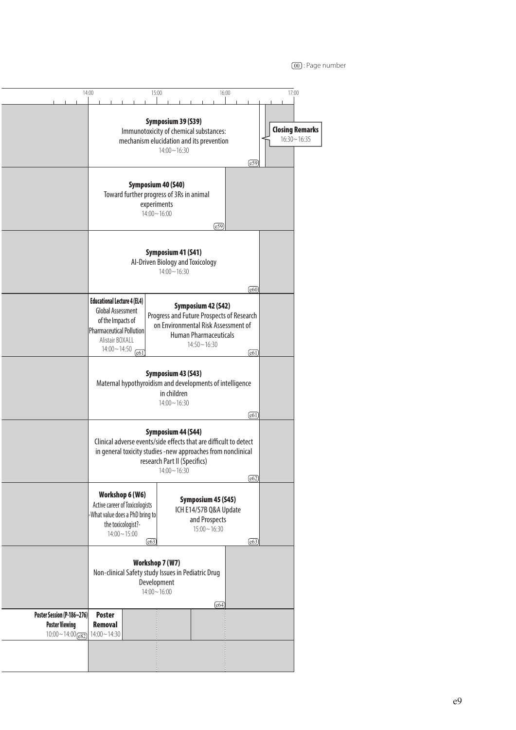(00) : Page number

14:00 15:00 16:00 17:00

**Symposium 39 (S39)**
Immunotoxicity of chemical substances: mechanism elucidation and its prevention
14:00～16:30
(e59)

**Closing Remarks**
16:30～16:35

**Symposium 40 (S40)**
Toward further progress of 3Rs in animal experiments
14:00～16:00
(e59)

**Symposium 41 (S41)**
AI-Driven Biology and Toxicology
14:00～16:30
(e60)

**Educational Lecture 4 (EL4)**
Global Assessment of the Impacts of Pharmaceutical Pollution
Alistair BOXALL
14:00～14:50
(e61)

**Symposium 42 (S42)**
Progress and Future Prospects of Research on Environmental Risk Assessment of Human Pharmaceuticals
14:50～16:30
(e61)

**Symposium 43 (S43)**
Maternal hypothyroidism and developments of intelligence in children
14:00～16:30
(e61)

**Symposium 44 (S44)**
Clinical adverse events/side effects that are difficult to detect in general toxicity studies -new approaches from nonclinical research Part II (Specifics)
14:00～16:30
(e62)

**Workshop 6 (W6)**
Active career of Toxicologists -What value does a PhD bring to the toxicologist?-
14:00～15:00
(e63)

**Symposium 45 (S45)**
ICH E14/S7B Q&A Update and Prospects
15:00～16:30
(e63)

**Workshop 7 (W7)**
Non-clinical Safety study Issues in Pediatric Drug Development
14:00～16:00
(e64)

**Poster Session (P-186～276)**
**Poster Viewing**
10:00～14:00 (e82)

**Poster Removal**
14:00～14:30